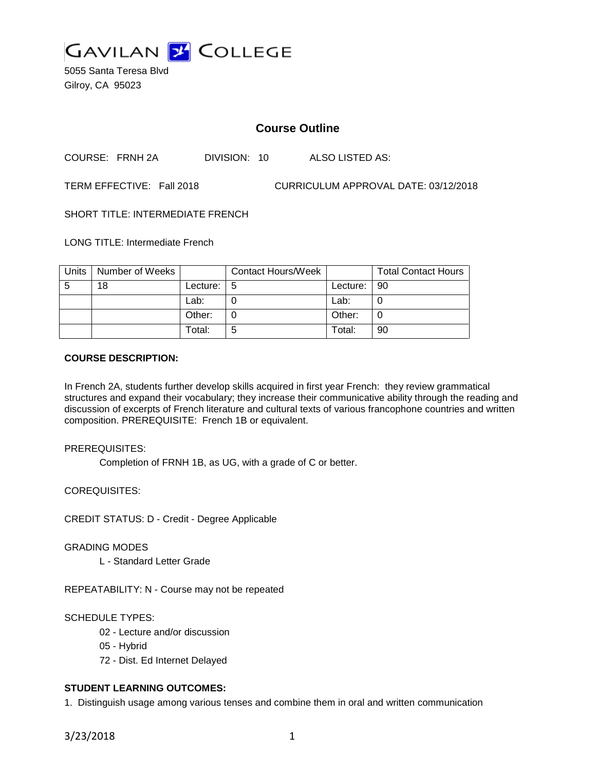# GAVILAN COLLEGE

5055 Santa Teresa Blvd
Gilroy, CA 95023

## Course Outline

COURSE: FRNH 2A DIVISION: 10 ALSO LISTED AS:

TERM EFFECTIVE: Fall 2018 CURRICULUM APPROVAL DATE: 03/12/2018

SHORT TITLE: INTERMEDIATE FRENCH

LONG TITLE: Intermediate French

| Units | Number of Weeks | | Contact Hours/Week | | Total Contact Hours |
|---|---|---|---|---|---|
| 5 | 18 | Lecture: | 5 | Lecture: | 90 |
| | | Lab: | 0 | Lab: | 0 |
| | | Other: | 0 | Other: | 0 |
| | | Total: | 5 | Total: | 90 |

**COURSE DESCRIPTION:**

In French 2A, students further develop skills acquired in first year French: they review grammatical structures and expand their vocabulary; they increase their communicative ability through the reading and discussion of excerpts of French literature and cultural texts of various francophone countries and written composition. PREREQUISITE: French 1B or equivalent.

PREREQUISITES:

Completion of FRNH 1B, as UG, with a grade of C or better.

COREQUISITES:

CREDIT STATUS: D - Credit - Degree Applicable

GRADING MODES

L - Standard Letter Grade

REPEATABILITY: N - Course may not be repeated

SCHEDULE TYPES:

02 - Lecture and/or discussion

05 - Hybrid

72 - Dist. Ed Internet Delayed

**STUDENT LEARNING OUTCOMES:**

1. Distinguish usage among various tenses and combine them in oral and written communication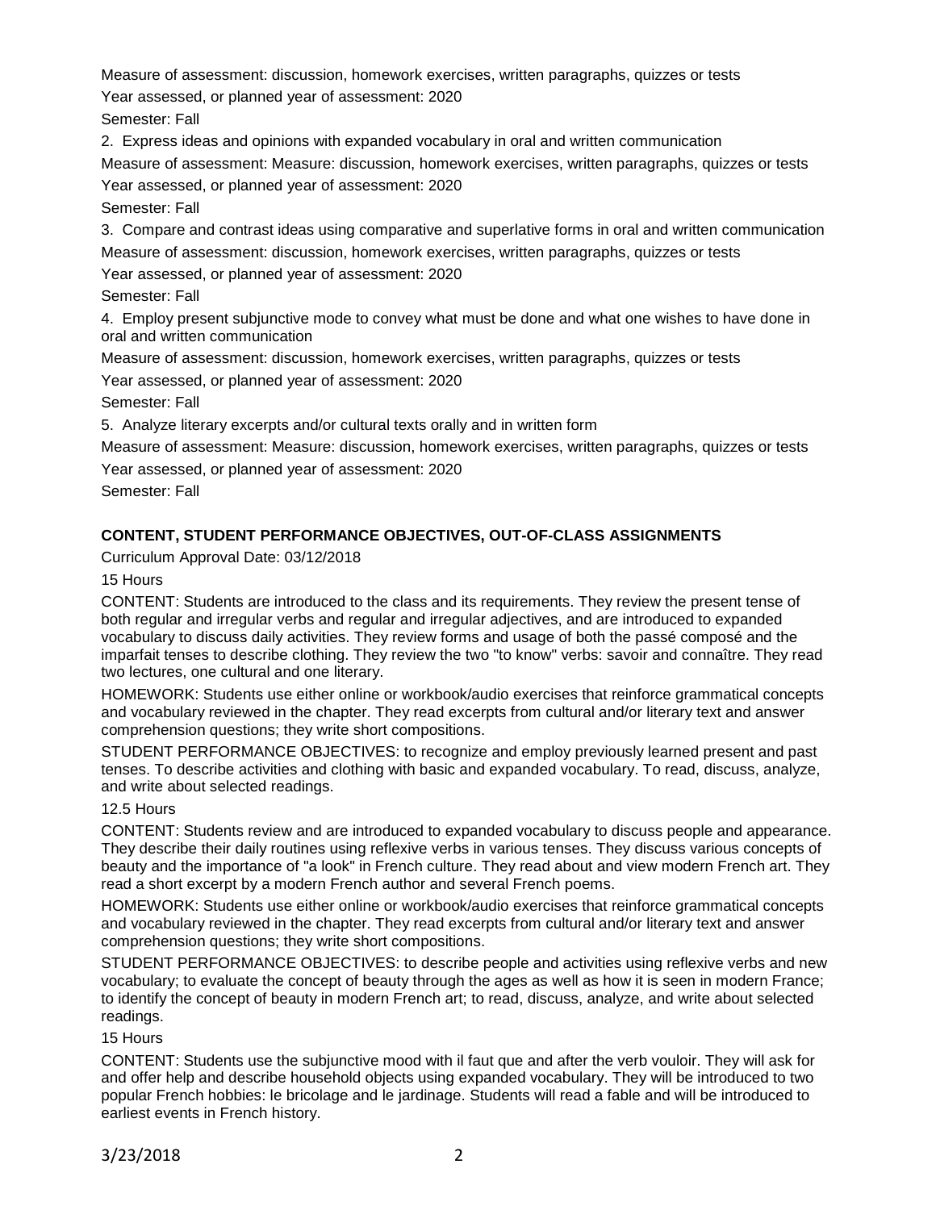Measure of assessment: discussion, homework exercises, written paragraphs, quizzes or tests

Year assessed, or planned year of assessment: 2020

Semester: Fall

2. Express ideas and opinions with expanded vocabulary in oral and written communication

Measure of assessment: Measure: discussion, homework exercises, written paragraphs, quizzes or tests

Year assessed, or planned year of assessment: 2020

Semester: Fall

3. Compare and contrast ideas using comparative and superlative forms in oral and written communication

Measure of assessment: discussion, homework exercises, written paragraphs, quizzes or tests

Year assessed, or planned year of assessment: 2020

Semester: Fall

4. Employ present subjunctive mode to convey what must be done and what one wishes to have done in oral and written communication

Measure of assessment: discussion, homework exercises, written paragraphs, quizzes or tests

Year assessed, or planned year of assessment: 2020

Semester: Fall

5. Analyze literary excerpts and/or cultural texts orally and in written form

Measure of assessment: Measure: discussion, homework exercises, written paragraphs, quizzes or tests

Year assessed, or planned year of assessment: 2020

Semester: Fall

## CONTENT, STUDENT PERFORMANCE OBJECTIVES, OUT-OF-CLASS ASSIGNMENTS

Curriculum Approval Date: 03/12/2018

15 Hours

CONTENT: Students are introduced to the class and its requirements. They review the present tense of both regular and irregular verbs and regular and irregular adjectives, and are introduced to expanded vocabulary to discuss daily activities. They review forms and usage of both the passé composé and the imparfait tenses to describe clothing. They review the two "to know" verbs: savoir and connaître. They read two lectures, one cultural and one literary.

HOMEWORK: Students use either online or workbook/audio exercises that reinforce grammatical concepts and vocabulary reviewed in the chapter. They read excerpts from cultural and/or literary text and answer comprehension questions; they write short compositions.

STUDENT PERFORMANCE OBJECTIVES: to recognize and employ previously learned present and past tenses. To describe activities and clothing with basic and expanded vocabulary. To read, discuss, analyze, and write about selected readings.

12.5 Hours

CONTENT: Students review and are introduced to expanded vocabulary to discuss people and appearance. They describe their daily routines using reflexive verbs in various tenses. They discuss various concepts of beauty and the importance of "a look" in French culture. They read about and view modern French art. They read a short excerpt by a modern French author and several French poems.

HOMEWORK: Students use either online or workbook/audio exercises that reinforce grammatical concepts and vocabulary reviewed in the chapter. They read excerpts from cultural and/or literary text and answer comprehension questions; they write short compositions.

STUDENT PERFORMANCE OBJECTIVES: to describe people and activities using reflexive verbs and new vocabulary; to evaluate the concept of beauty through the ages as well as how it is seen in modern France; to identify the concept of beauty in modern French art; to read, discuss, analyze, and write about selected readings.

15 Hours

CONTENT: Students use the subjunctive mood with il faut que and after the verb vouloir. They will ask for and offer help and describe household objects using expanded vocabulary. They will be introduced to two popular French hobbies: le bricolage and le jardinage. Students will read a fable and will be introduced to earliest events in French history.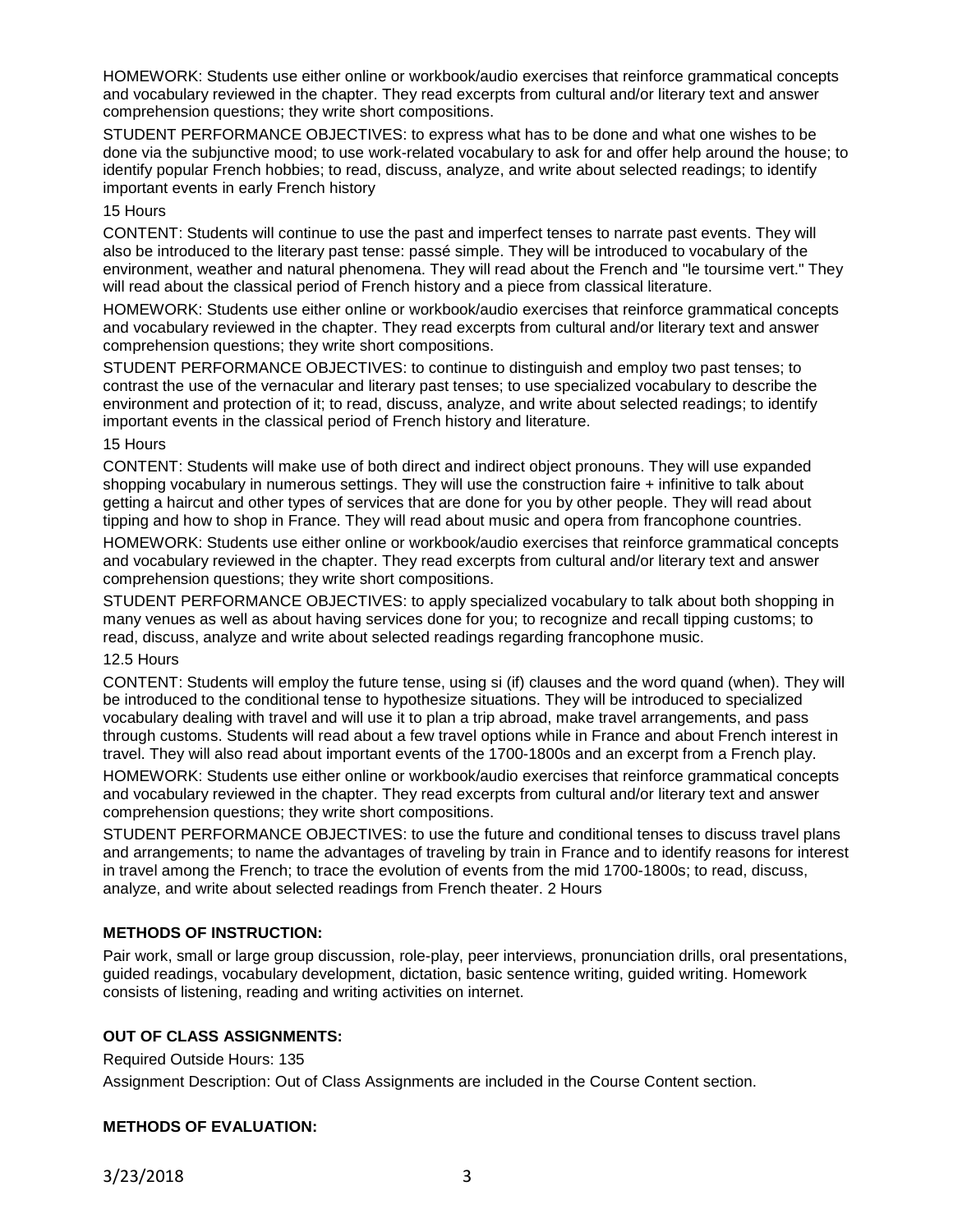HOMEWORK: Students use either online or workbook/audio exercises that reinforce grammatical concepts and vocabulary reviewed in the chapter. They read excerpts from cultural and/or literary text and answer comprehension questions; they write short compositions.

STUDENT PERFORMANCE OBJECTIVES: to express what has to be done and what one wishes to be done via the subjunctive mood; to use work-related vocabulary to ask for and offer help around the house; to identify popular French hobbies; to read, discuss, analyze, and write about selected readings; to identify important events in early French history

15 Hours

CONTENT: Students will continue to use the past and imperfect tenses to narrate past events. They will also be introduced to the literary past tense: passé simple. They will be introduced to vocabulary of the environment, weather and natural phenomena. They will read about the French and "le toursime vert." They will read about the classical period of French history and a piece from classical literature.

HOMEWORK: Students use either online or workbook/audio exercises that reinforce grammatical concepts and vocabulary reviewed in the chapter. They read excerpts from cultural and/or literary text and answer comprehension questions; they write short compositions.

STUDENT PERFORMANCE OBJECTIVES: to continue to distinguish and employ two past tenses; to contrast the use of the vernacular and literary past tenses; to use specialized vocabulary to describe the environment and protection of it; to read, discuss, analyze, and write about selected readings; to identify important events in the classical period of French history and literature.

15 Hours

CONTENT: Students will make use of both direct and indirect object pronouns. They will use expanded shopping vocabulary in numerous settings. They will use the construction faire + infinitive to talk about getting a haircut and other types of services that are done for you by other people. They will read about tipping and how to shop in France. They will read about music and opera from francophone countries.

HOMEWORK: Students use either online or workbook/audio exercises that reinforce grammatical concepts and vocabulary reviewed in the chapter. They read excerpts from cultural and/or literary text and answer comprehension questions; they write short compositions.

STUDENT PERFORMANCE OBJECTIVES: to apply specialized vocabulary to talk about both shopping in many venues as well as about having services done for you; to recognize and recall tipping customs; to read, discuss, analyze and write about selected readings regarding francophone music.

12.5 Hours

CONTENT: Students will employ the future tense, using si (if) clauses and the word quand (when). They will be introduced to the conditional tense to hypothesize situations. They will be introduced to specialized vocabulary dealing with travel and will use it to plan a trip abroad, make travel arrangements, and pass through customs. Students will read about a few travel options while in France and about French interest in travel. They will also read about important events of the 1700-1800s and an excerpt from a French play.

HOMEWORK: Students use either online or workbook/audio exercises that reinforce grammatical concepts and vocabulary reviewed in the chapter. They read excerpts from cultural and/or literary text and answer comprehension questions; they write short compositions.

STUDENT PERFORMANCE OBJECTIVES: to use the future and conditional tenses to discuss travel plans and arrangements; to name the advantages of traveling by train in France and to identify reasons for interest in travel among the French; to trace the evolution of events from the mid 1700-1800s; to read, discuss, analyze, and write about selected readings from French theater. 2 Hours

## METHODS OF INSTRUCTION:

Pair work, small or large group discussion, role-play, peer interviews, pronunciation drills, oral presentations, guided readings, vocabulary development, dictation, basic sentence writing, guided writing. Homework consists of listening, reading and writing activities on internet.

## OUT OF CLASS ASSIGNMENTS:

Required Outside Hours: 135

Assignment Description: Out of Class Assignments are included in the Course Content section.

## METHODS OF EVALUATION: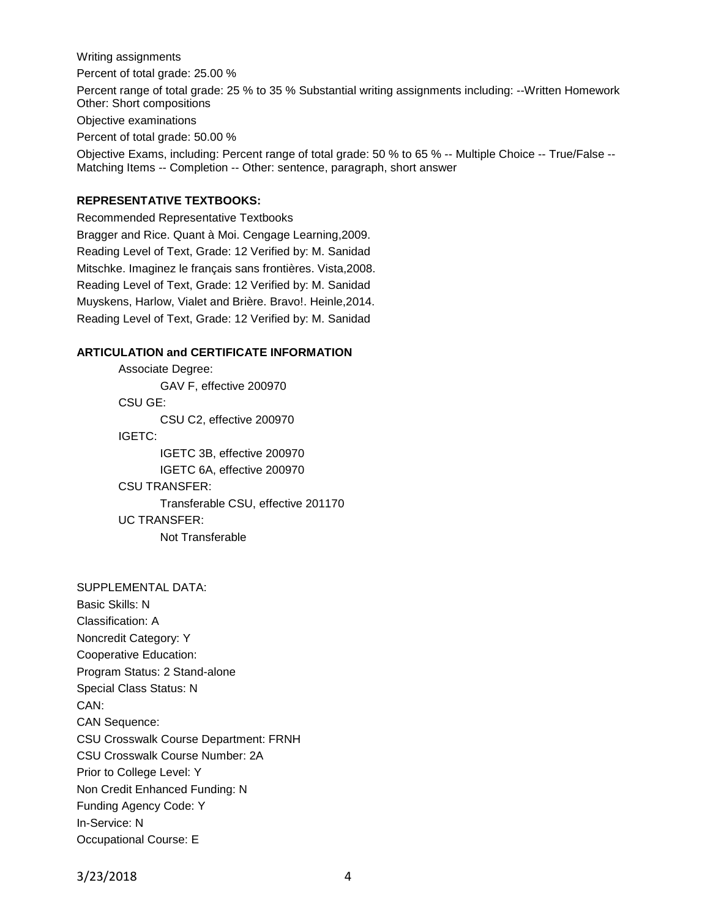Writing assignments

Percent of total grade: 25.00 %

Percent range of total grade: 25 % to 35 % Substantial writing assignments including: --Written Homework Other: Short compositions

Objective examinations

Percent of total grade: 50.00 %

Objective Exams, including: Percent range of total grade: 50 % to 65 % -- Multiple Choice -- True/False -- Matching Items -- Completion -- Other: sentence, paragraph, short answer

**REPRESENTATIVE TEXTBOOKS:**

Recommended Representative Textbooks

Bragger and Rice. Quant à Moi. Cengage Learning,2009.

Reading Level of Text, Grade: 12 Verified by: M. Sanidad

Mitschke. Imaginez le français sans frontières. Vista,2008.

Reading Level of Text, Grade: 12 Verified by: M. Sanidad

Muyskens, Harlow, Vialet and Brière. Bravo!. Heinle,2014.

Reading Level of Text, Grade: 12 Verified by: M. Sanidad

**ARTICULATION and CERTIFICATE INFORMATION**

Associate Degree:
- GAV F, effective 200970

CSU GE:
- CSU C2, effective 200970

IGETC:
- IGETC 3B, effective 200970
- IGETC 6A, effective 200970

CSU TRANSFER:
- Transferable CSU, effective 201170

UC TRANSFER:
- Not Transferable

SUPPLEMENTAL DATA:

Basic Skills: N

Classification: A

Noncredit Category: Y

Cooperative Education:

Program Status: 2 Stand-alone

Special Class Status: N

CAN:

CAN Sequence:

CSU Crosswalk Course Department: FRNH

CSU Crosswalk Course Number: 2A

Prior to College Level: Y

Non Credit Enhanced Funding: N

Funding Agency Code: Y

In-Service: N

Occupational Course: E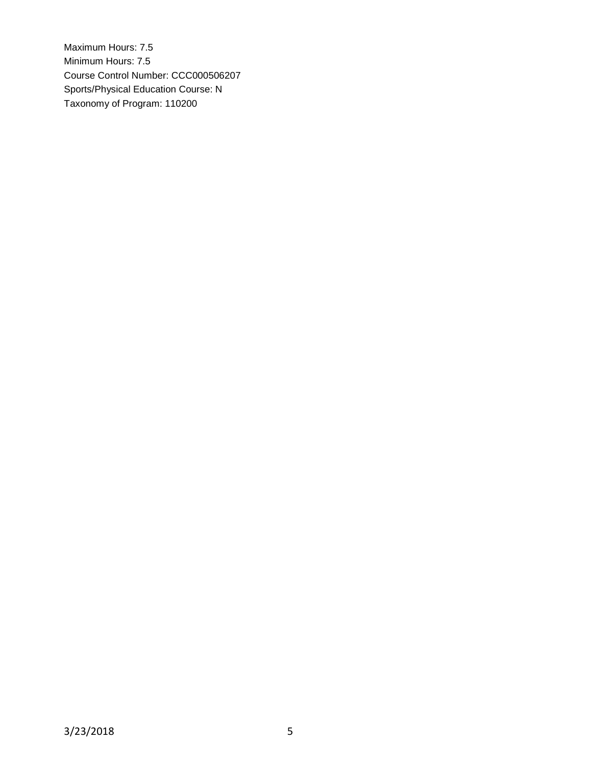Maximum Hours: 7.5
Minimum Hours: 7.5
Course Control Number: CCC000506207
Sports/Physical Education Course: N
Taxonomy of Program: 110200